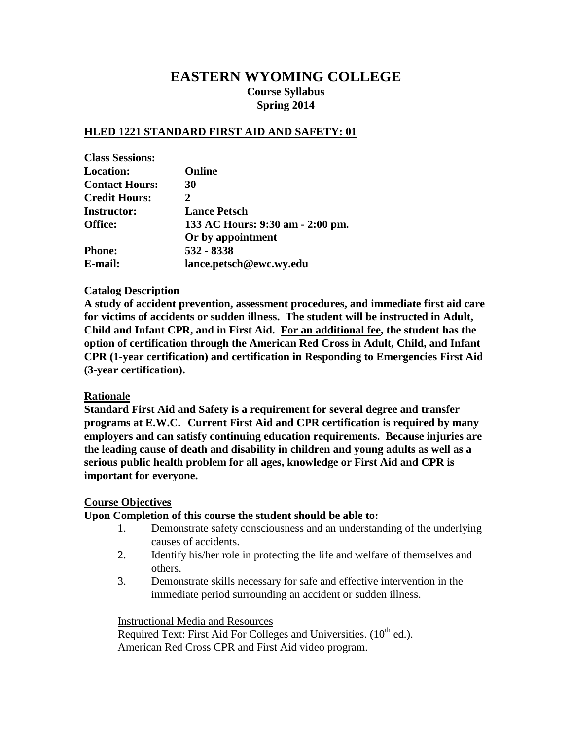# EASTERN WYOMING COLLEGE

**Course Syllabus**
**Spring 2014**

## HLED 1221 STANDARD FIRST AID AND SAFETY: 01

| | |
|---|---|
| **Class Sessions:** | |
| **Location:** | **Online** |
| **Contact Hours:** | **30** |
| **Credit Hours:** | **2** |
| **Instructor:** | **Lance Petsch** |
| **Office:** | **133 AC Hours: 9:30 am - 2:00 pm.** |
| | **Or by appointment** |
| **Phone:** | **532 - 8338** |
| **E-mail:** | **lance.petsch@ewc.wy.edu** |

### Catalog Description

**A study of accident prevention, assessment procedures, and immediate first aid care for victims of accidents or sudden illness. The student will be instructed in Adult, Child and Infant CPR, and in First Aid. For an additional fee, the student has the option of certification through the American Red Cross in Adult, Child, and Infant CPR (1-year certification) and certification in Responding to Emergencies First Aid (3-year certification).**

### Rationale

**Standard First Aid and Safety is a requirement for several degree and transfer programs at E.W.C. Current First Aid and CPR certification is required by many employers and can satisfy continuing education requirements. Because injuries are the leading cause of death and disability in children and young adults as well as a serious public health problem for all ages, knowledge or First Aid and CPR is important for everyone.**

### Course Objectives

**Upon Completion of this course the student should be able to:**

1. Demonstrate safety consciousness and an understanding of the underlying causes of accidents.
2. Identify his/her role in protecting the life and welfare of themselves and others.
3. Demonstrate skills necessary for safe and effective intervention in the immediate period surrounding an accident or sudden illness.

Instructional Media and Resources

Required Text: First Aid For Colleges and Universities. (10th ed.).
American Red Cross CPR and First Aid video program.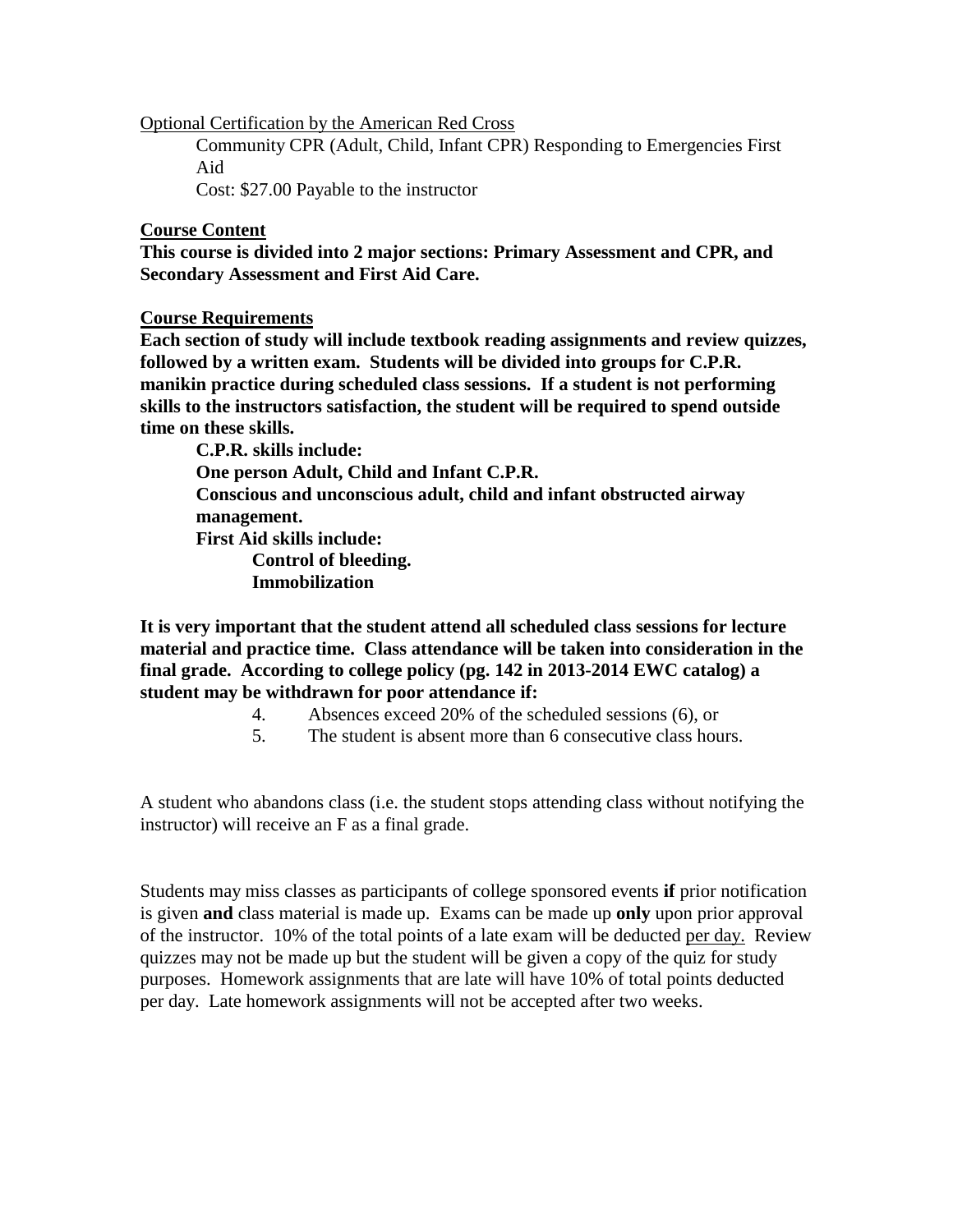Optional Certification by the American Red Cross

Community CPR (Adult, Child, Infant CPR) Responding to Emergencies First Aid

Cost: $27.00 Payable to the instructor

**Course Content**

**This course is divided into 2 major sections: Primary Assessment and CPR, and Secondary Assessment and First Aid Care.**

**Course Requirements**

**Each section of study will include textbook reading assignments and review quizzes, followed by a written exam. Students will be divided into groups for C.P.R. manikin practice during scheduled class sessions. If a student is not performing skills to the instructors satisfaction, the student will be required to spend outside time on these skills.**

**C.P.R. skills include:**

**One person Adult, Child and Infant C.P.R.**

**Conscious and unconscious adult, child and infant obstructed airway management.**

**First Aid skills include:**

- **Control of bleeding.**
- **Immobilization**

**It is very important that the student attend all scheduled class sessions for lecture material and practice time. Class attendance will be taken into consideration in the final grade. According to college policy (pg. 142 in 2013-2014 EWC catalog) a student may be withdrawn for poor attendance if:**

4. Absences exceed 20% of the scheduled sessions (6), or
5. The student is absent more than 6 consecutive class hours.

A student who abandons class (i.e. the student stops attending class without notifying the instructor) will receive an F as a final grade.

Students may miss classes as participants of college sponsored events **if** prior notification is given **and** class material is made up. Exams can be made up **only** upon prior approval of the instructor. 10% of the total points of a late exam will be deducted per day. Review quizzes may not be made up but the student will be given a copy of the quiz for study purposes. Homework assignments that are late will have 10% of total points deducted per day. Late homework assignments will not be accepted after two weeks.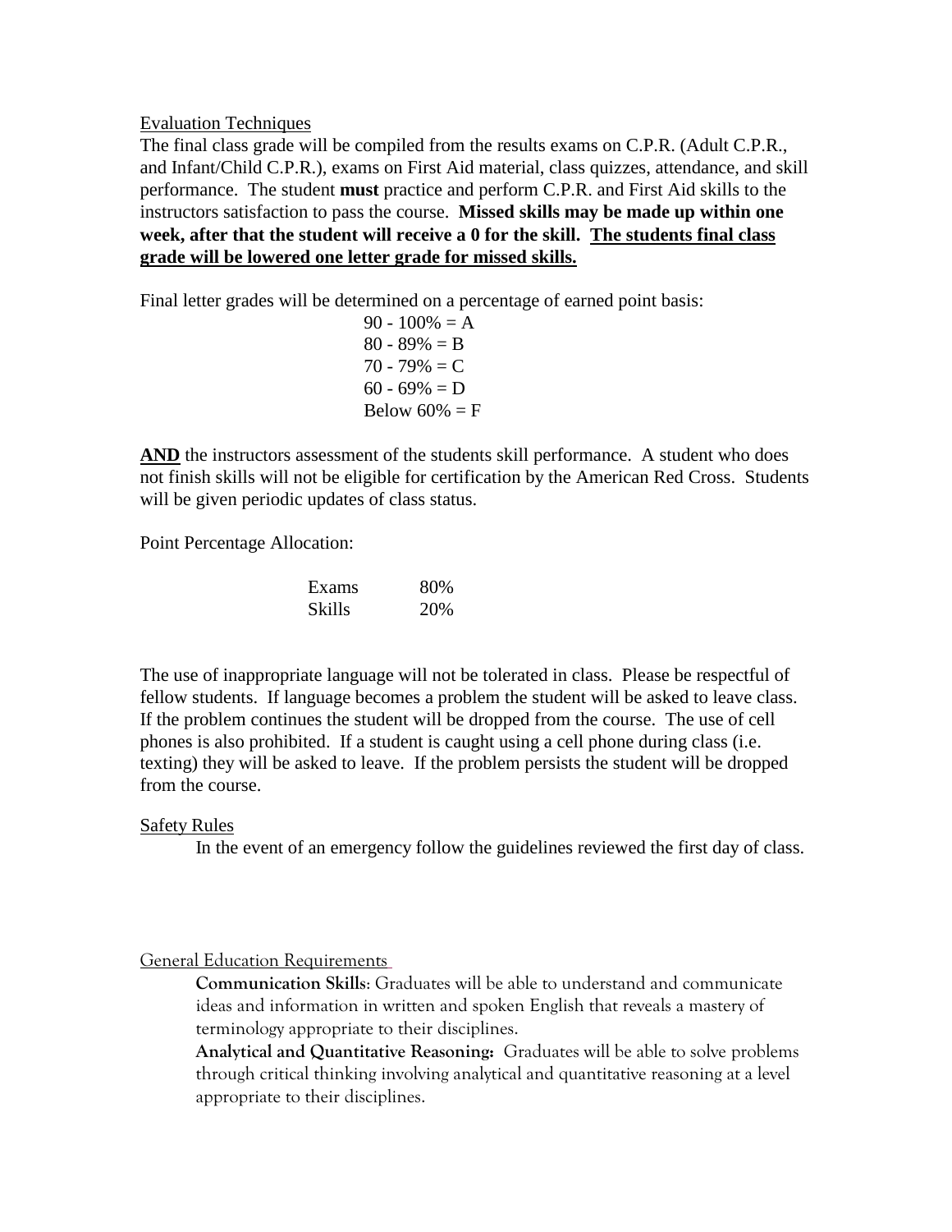Evaluation Techniques

The final class grade will be compiled from the results exams on C.P.R. (Adult C.P.R., and Infant/Child C.P.R.), exams on First Aid material, class quizzes, attendance, and skill performance. The student **must** practice and perform C.P.R. and First Aid skills to the instructors satisfaction to pass the course. **Missed skills may be made up within one week, after that the student will receive a 0 for the skill. The students final class grade will be lowered one letter grade for missed skills.**

Final letter grades will be determined on a percentage of earned point basis:

90 - 100% = A
80 - 89% = B
70 - 79% = C
60 - 69% = D
Below 60% = F

**AND** the instructors assessment of the students skill performance. A student who does not finish skills will not be eligible for certification by the American Red Cross. Students will be given periodic updates of class status.

Point Percentage Allocation:

| Exams | 80% |
|---|---|
| Skills | 20% |

The use of inappropriate language will not be tolerated in class. Please be respectful of fellow students. If language becomes a problem the student will be asked to leave class. If the problem continues the student will be dropped from the course. The use of cell phones is also prohibited. If a student is caught using a cell phone during class (i.e. texting) they will be asked to leave. If the problem persists the student will be dropped from the course.

Safety Rules

In the event of an emergency follow the guidelines reviewed the first day of class.

General Education Requirements

**Communication Skills**: Graduates will be able to understand and communicate ideas and information in written and spoken English that reveals a mastery of terminology appropriate to their disciplines.

**Analytical and Quantitative Reasoning:** Graduates will be able to solve problems through critical thinking involving analytical and quantitative reasoning at a level appropriate to their disciplines.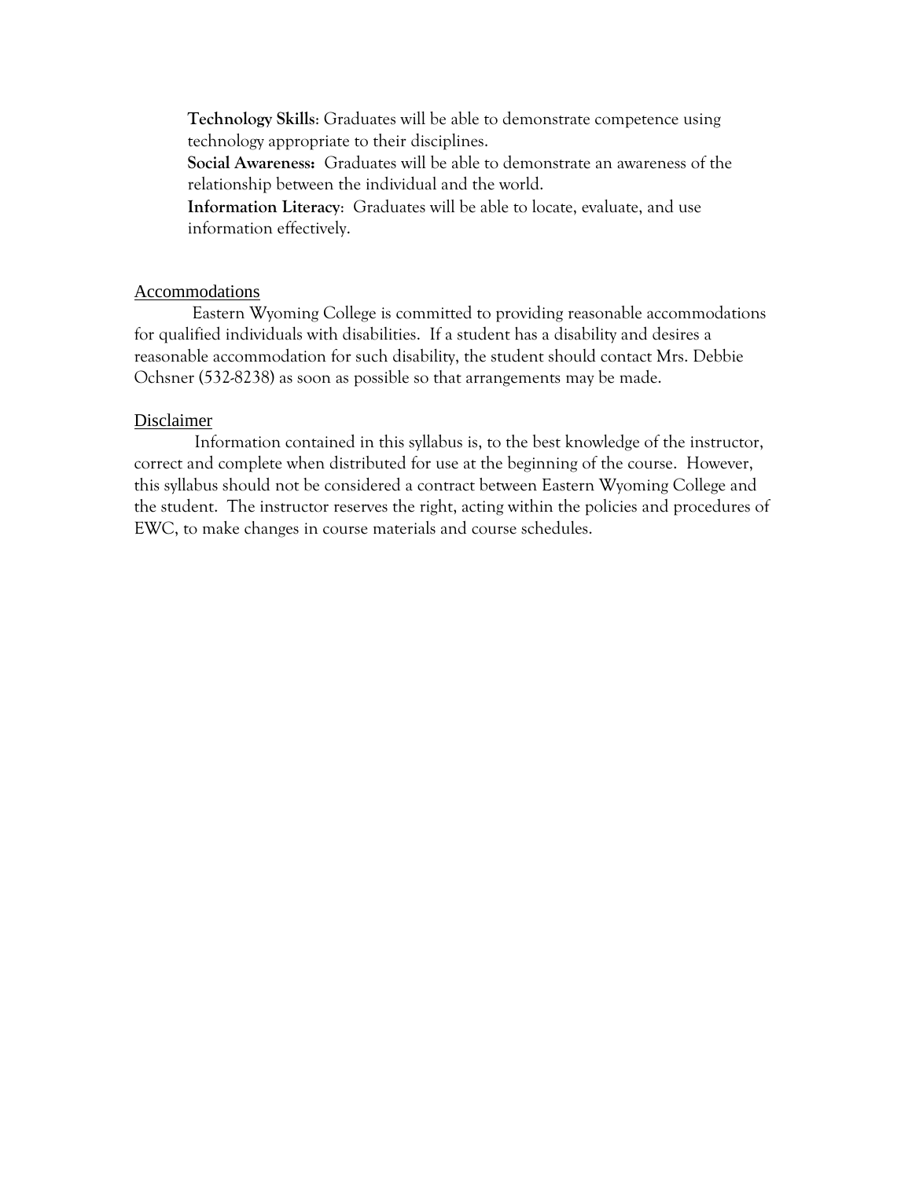**Technology Skills**: Graduates will be able to demonstrate competence using technology appropriate to their disciplines.

**Social Awareness:** Graduates will be able to demonstrate an awareness of the relationship between the individual and the world.

**Information Literacy**: Graduates will be able to locate, evaluate, and use information effectively.

## Accommodations

Eastern Wyoming College is committed to providing reasonable accommodations for qualified individuals with disabilities. If a student has a disability and desires a reasonable accommodation for such disability, the student should contact Mrs. Debbie Ochsner (532-8238) as soon as possible so that arrangements may be made.

## Disclaimer

Information contained in this syllabus is, to the best knowledge of the instructor, correct and complete when distributed for use at the beginning of the course. However, this syllabus should not be considered a contract between Eastern Wyoming College and the student. The instructor reserves the right, acting within the policies and procedures of EWC, to make changes in course materials and course schedules.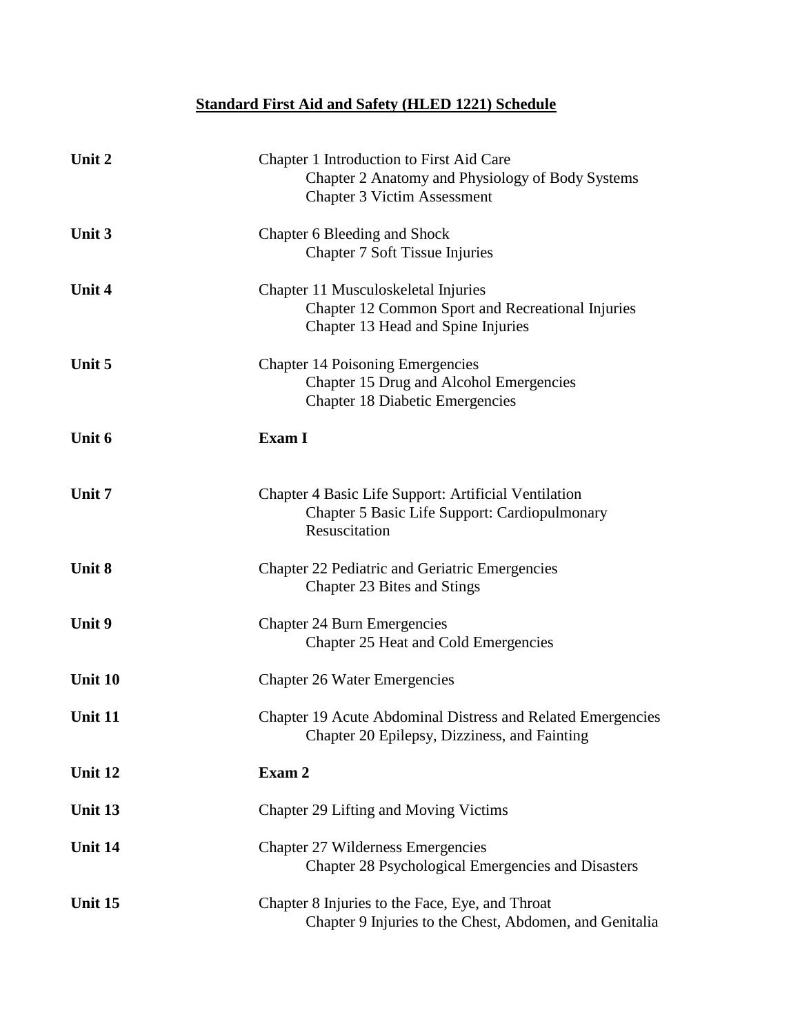# Standard First Aid and Safety (HLED 1221) Schedule

| | |
|---|---|
| **Unit 2** | Chapter 1 Introduction to First Aid Care<br>Chapter 2 Anatomy and Physiology of Body Systems<br>Chapter 3 Victim Assessment |
| **Unit 3** | Chapter 6 Bleeding and Shock<br>Chapter 7 Soft Tissue Injuries |
| **Unit 4** | Chapter 11 Musculoskeletal Injuries<br>Chapter 12 Common Sport and Recreational Injuries<br>Chapter 13 Head and Spine Injuries |
| **Unit 5** | Chapter 14 Poisoning Emergencies<br>Chapter 15 Drug and Alcohol Emergencies<br>Chapter 18 Diabetic Emergencies |
| **Unit 6** | **Exam I** |
| **Unit 7** | Chapter 4 Basic Life Support: Artificial Ventilation<br>Chapter 5 Basic Life Support: Cardiopulmonary Resuscitation |
| **Unit 8** | Chapter 22 Pediatric and Geriatric Emergencies<br>Chapter 23 Bites and Stings |
| **Unit 9** | Chapter 24 Burn Emergencies<br>Chapter 25 Heat and Cold Emergencies |
| **Unit 10** | Chapter 26 Water Emergencies |
| **Unit 11** | Chapter 19 Acute Abdominal Distress and Related Emergencies<br>Chapter 20 Epilepsy, Dizziness, and Fainting |
| **Unit 12** | **Exam 2** |
| **Unit 13** | Chapter 29 Lifting and Moving Victims |
| **Unit 14** | Chapter 27 Wilderness Emergencies<br>Chapter 28 Psychological Emergencies and Disasters |
| **Unit 15** | Chapter 8 Injuries to the Face, Eye, and Throat<br>Chapter 9 Injuries to the Chest, Abdomen, and Genitalia |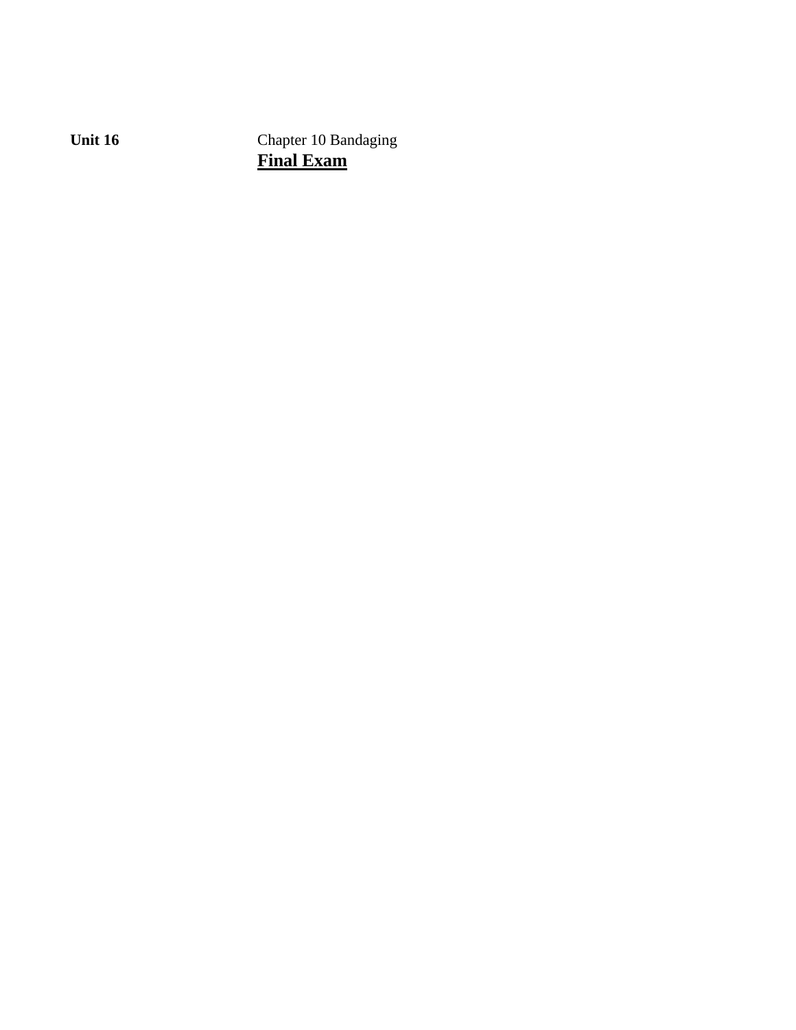**Unit 16** Chapter 10 Bandaging

**Final Exam**